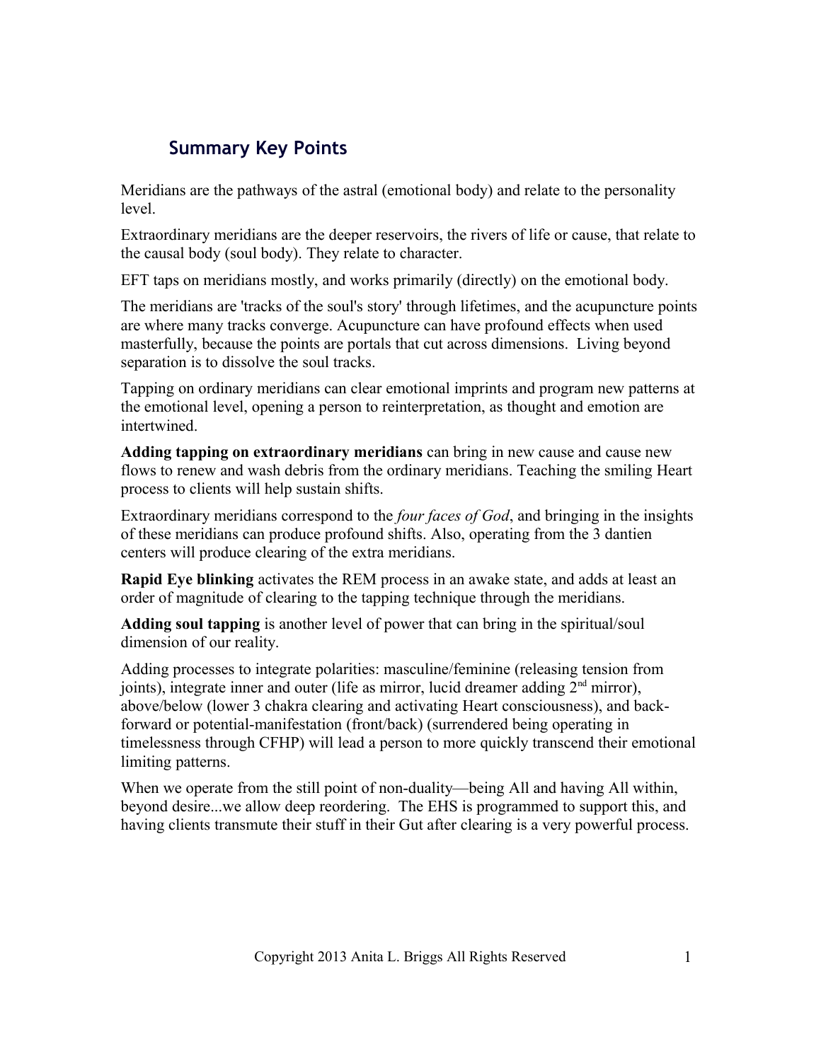## Summary Key Points

Meridians are the pathways of the astral (emotional body) and relate to the personality level.

Extraordinary meridians are the deeper reservoirs, the rivers of life or cause, that relate to the causal body (soul body). They relate to character.

EFT taps on meridians mostly, and works primarily (directly) on the emotional body.

The meridians are 'tracks of the soul's story' through lifetimes, and the acupuncture points are where many tracks converge. Acupuncture can have profound effects when used masterfully, because the points are portals that cut across dimensions. Living beyond separation is to dissolve the soul tracks.

Tapping on ordinary meridians can clear emotional imprints and program new patterns at the emotional level, opening a person to reinterpretation, as thought and emotion are intertwined.

**Adding tapping on extraordinary meridians** can bring in new cause and cause new flows to renew and wash debris from the ordinary meridians. Teaching the smiling Heart process to clients will help sustain shifts.

Extraordinary meridians correspond to the *four faces of God*, and bringing in the insights of these meridians can produce profound shifts. Also, operating from the 3 dantien centers will produce clearing of the extra meridians.

**Rapid Eye blinking** activates the REM process in an awake state, and adds at least an order of magnitude of clearing to the tapping technique through the meridians.

**Adding soul tapping** is another level of power that can bring in the spiritual/soul dimension of our reality.

Adding processes to integrate polarities: masculine/feminine (releasing tension from joints), integrate inner and outer (life as mirror, lucid dreamer adding 2nd mirror), above/below (lower 3 chakra clearing and activating Heart consciousness), and back-forward or potential-manifestation (front/back) (surrendered being operating in timelessness through CFHP) will lead a person to more quickly transcend their emotional limiting patterns.

When we operate from the still point of non-duality—being All and having All within, beyond desire...we allow deep reordering. The EHS is programmed to support this, and having clients transmute their stuff in their Gut after clearing is a very powerful process.

Copyright 2013 Anita L. Briggs All Rights Reserved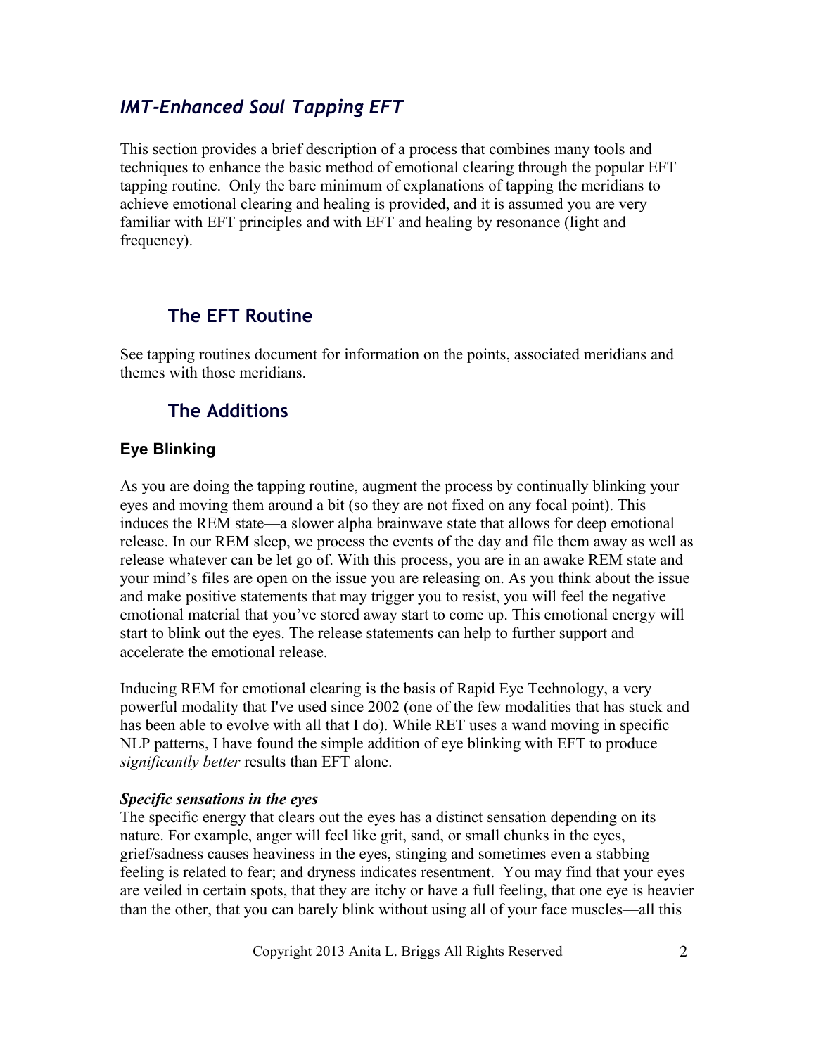## *IMT-Enhanced Soul Tapping EFT*

This section provides a brief description of a process that combines many tools and techniques to enhance the basic method of emotional clearing through the popular EFT tapping routine. Only the bare minimum of explanations of tapping the meridians to achieve emotional clearing and healing is provided, and it is assumed you are very familiar with EFT principles and with EFT and healing by resonance (light and frequency).

### The EFT Routine

See tapping routines document for information on the points, associated meridians and themes with those meridians.

### The Additions

#### Eye Blinking

As you are doing the tapping routine, augment the process by continually blinking your eyes and moving them around a bit (so they are not fixed on any focal point). This induces the REM state—a slower alpha brainwave state that allows for deep emotional release. In our REM sleep, we process the events of the day and file them away as well as release whatever can be let go of. With this process, you are in an awake REM state and your mind's files are open on the issue you are releasing on. As you think about the issue and make positive statements that may trigger you to resist, you will feel the negative emotional material that you've stored away start to come up. This emotional energy will start to blink out the eyes. The release statements can help to further support and accelerate the emotional release.

Inducing REM for emotional clearing is the basis of Rapid Eye Technology, a very powerful modality that I've used since 2002 (one of the few modalities that has stuck and has been able to evolve with all that I do). While RET uses a wand moving in specific NLP patterns, I have found the simple addition of eye blinking with EFT to produce *significantly better* results than EFT alone.

***Specific sensations in the eyes***

The specific energy that clears out the eyes has a distinct sensation depending on its nature. For example, anger will feel like grit, sand, or small chunks in the eyes, grief/sadness causes heaviness in the eyes, stinging and sometimes even a stabbing feeling is related to fear; and dryness indicates resentment. You may find that your eyes are veiled in certain spots, that they are itchy or have a full feeling, that one eye is heavier than the other, that you can barely blink without using all of your face muscles—all this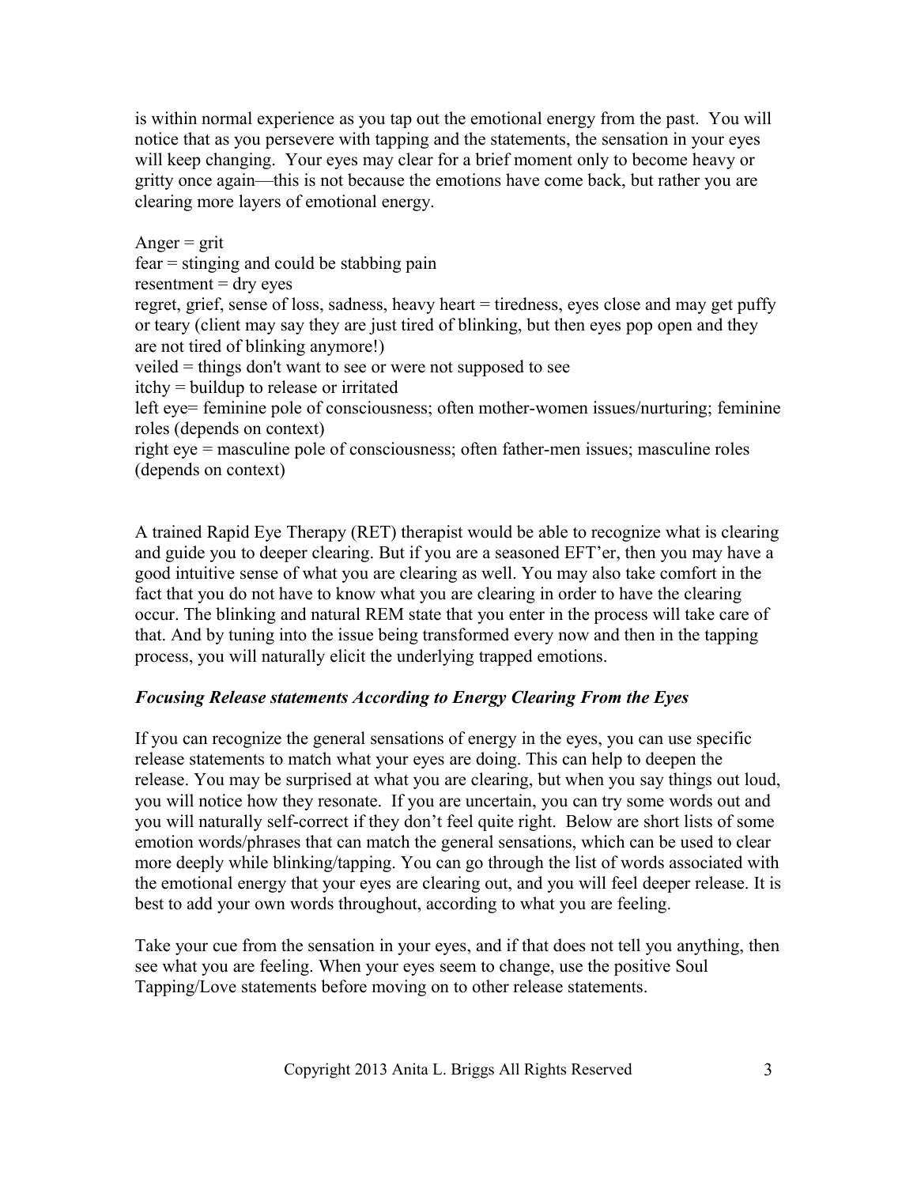is within normal experience as you tap out the emotional energy from the past. You will notice that as you persevere with tapping and the statements, the sensation in your eyes will keep changing. Your eyes may clear for a brief moment only to become heavy or gritty once again—this is not because the emotions have come back, but rather you are clearing more layers of emotional energy.

Anger = grit
fear = stinging and could be stabbing pain
resentment = dry eyes
regret, grief, sense of loss, sadness, heavy heart = tiredness, eyes close and may get puffy or teary (client may say they are just tired of blinking, but then eyes pop open and they are not tired of blinking anymore!)
veiled = things don't want to see or were not supposed to see
itchy = buildup to release or irritated
left eye= feminine pole of consciousness; often mother-women issues/nurturing; feminine roles (depends on context)
right eye = masculine pole of consciousness; often father-men issues; masculine roles (depends on context)

A trained Rapid Eye Therapy (RET) therapist would be able to recognize what is clearing and guide you to deeper clearing. But if you are a seasoned EFT'er, then you may have a good intuitive sense of what you are clearing as well. You may also take comfort in the fact that you do not have to know what you are clearing in order to have the clearing occur. The blinking and natural REM state that you enter in the process will take care of that. And by tuning into the issue being transformed every now and then in the tapping process, you will naturally elicit the underlying trapped emotions.

### ***Focusing Release statements According to Energy Clearing From the Eyes***

If you can recognize the general sensations of energy in the eyes, you can use specific release statements to match what your eyes are doing. This can help to deepen the release. You may be surprised at what you are clearing, but when you say things out loud, you will notice how they resonate. If you are uncertain, you can try some words out and you will naturally self-correct if they don't feel quite right. Below are short lists of some emotion words/phrases that can match the general sensations, which can be used to clear more deeply while blinking/tapping. You can go through the list of words associated with the emotional energy that your eyes are clearing out, and you will feel deeper release. It is best to add your own words throughout, according to what you are feeling.

Take your cue from the sensation in your eyes, and if that does not tell you anything, then see what you are feeling. When your eyes seem to change, use the positive Soul Tapping/Love statements before moving on to other release statements.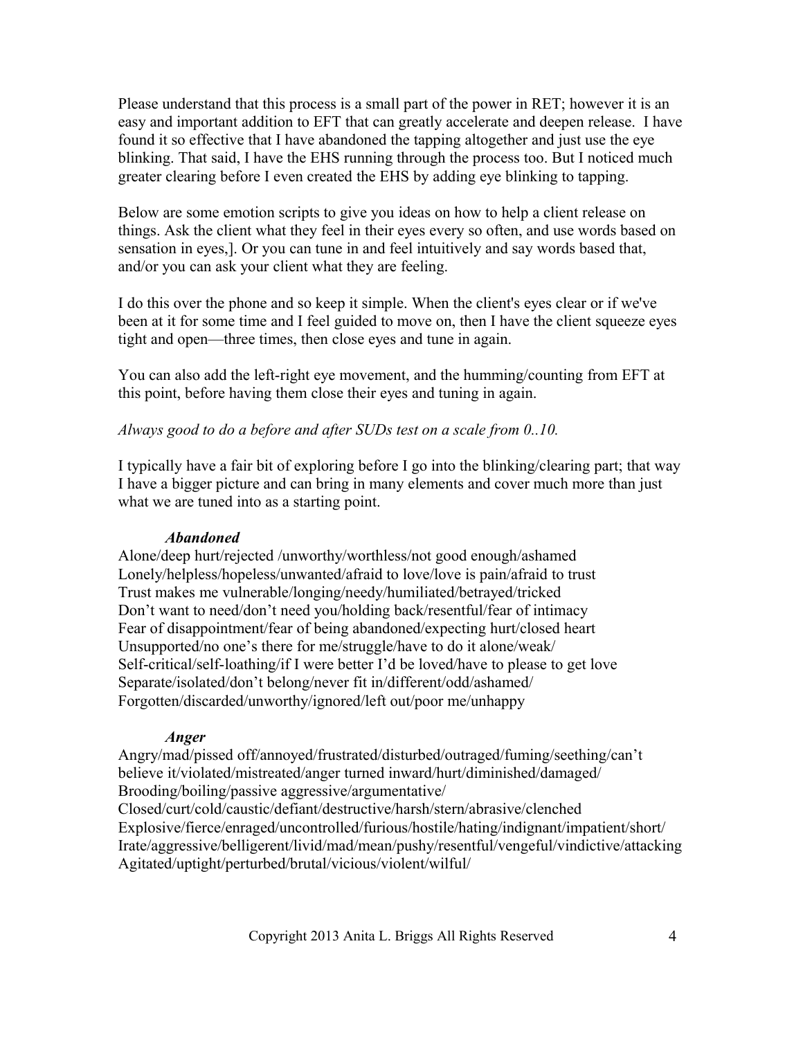Please understand that this process is a small part of the power in RET; however it is an easy and important addition to EFT that can greatly accelerate and deepen release. I have found it so effective that I have abandoned the tapping altogether and just use the eye blinking. That said, I have the EHS running through the process too. But I noticed much greater clearing before I even created the EHS by adding eye blinking to tapping.

Below are some emotion scripts to give you ideas on how to help a client release on things. Ask the client what they feel in their eyes every so often, and use words based on sensation in eyes,]. Or you can tune in and feel intuitively and say words based that, and/or you can ask your client what they are feeling.

I do this over the phone and so keep it simple. When the client's eyes clear or if we've been at it for some time and I feel guided to move on, then I have the client squeeze eyes tight and open—three times, then close eyes and tune in again.

You can also add the left-right eye movement, and the humming/counting from EFT at this point, before having them close their eyes and tuning in again.

*Always good to do a before and after SUDs test on a scale from 0..10.*

I typically have a fair bit of exploring before I go into the blinking/clearing part; that way I have a bigger picture and can bring in many elements and cover much more than just what we are tuned into as a starting point.

***Abandoned***

Alone/deep hurt/rejected /unworthy/worthless/not good enough/ashamed
Lonely/helpless/hopeless/unwanted/afraid to love/love is pain/afraid to trust
Trust makes me vulnerable/longing/needy/humiliated/betrayed/tricked
Don't want to need/don't need you/holding back/resentful/fear of intimacy
Fear of disappointment/fear of being abandoned/expecting hurt/closed heart
Unsupported/no one's there for me/struggle/have to do it alone/weak/
Self-critical/self-loathing/if I were better I'd be loved/have to please to get love
Separate/isolated/don't belong/never fit in/different/odd/ashamed/
Forgotten/discarded/unworthy/ignored/left out/poor me/unhappy

***Anger***

Angry/mad/pissed off/annoyed/frustrated/disturbed/outraged/fuming/seething/can't believe it/violated/mistreated/anger turned inward/hurt/diminished/damaged/
Brooding/boiling/passive aggressive/argumentative/
Closed/curt/cold/caustic/defiant/destructive/harsh/stern/abrasive/clenched
Explosive/fierce/enraged/uncontrolled/furious/hostile/hating/indignant/impatient/short/
Irate/aggressive/belligerent/livid/mad/mean/pushy/resentful/vengeful/vindictive/attacking
Agitated/uptight/perturbed/brutal/vicious/violent/wilful/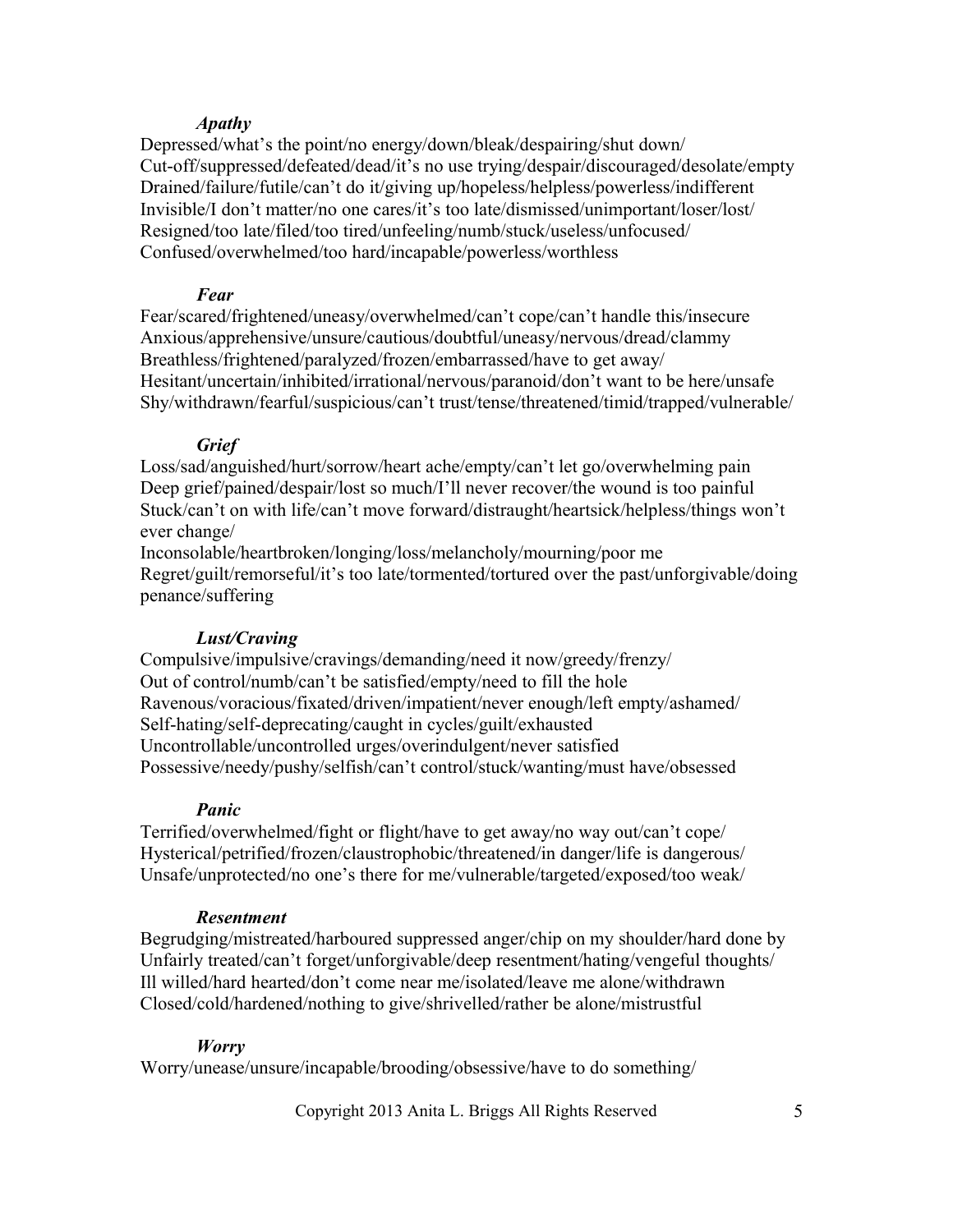*Apathy*

Depressed/what's the point/no energy/down/bleak/despairing/shut down/
Cut-off/suppressed/defeated/dead/it's no use trying/despair/discouraged/desolate/empty
Drained/failure/futile/can't do it/giving up/hopeless/helpless/powerless/indifferent
Invisible/I don't matter/no one cares/it's too late/dismissed/unimportant/loser/lost/
Resigned/too late/filed/too tired/unfeeling/numb/stuck/useless/unfocused/
Confused/overwhelmed/too hard/incapable/powerless/worthless

*Fear*

Fear/scared/frightened/uneasy/overwhelmed/can't cope/can't handle this/insecure
Anxious/apprehensive/unsure/cautious/doubtful/uneasy/nervous/dread/clammy
Breathless/frightened/paralyzed/frozen/embarrassed/have to get away/
Hesitant/uncertain/inhibited/irrational/nervous/paranoid/don't want to be here/unsafe
Shy/withdrawn/fearful/suspicious/can't trust/tense/threatened/timid/trapped/vulnerable/

*Grief*

Loss/sad/anguished/hurt/sorrow/heart ache/empty/can't let go/overwhelming pain
Deep grief/pained/despair/lost so much/I'll never recover/the wound is too painful
Stuck/can't on with life/can't move forward/distraught/heartsick/helpless/things won't ever change/
Inconsolable/heartbroken/longing/loss/melancholy/mourning/poor me
Regret/guilt/remorseful/it's too late/tormented/tortured over the past/unforgivable/doing penance/suffering

*Lust/Craving*

Compulsive/impulsive/cravings/demanding/need it now/greedy/frenzy/
Out of control/numb/can't be satisfied/empty/need to fill the hole
Ravenous/voracious/fixated/driven/impatient/never enough/left empty/ashamed/
Self-hating/self-deprecating/caught in cycles/guilt/exhausted
Uncontrollable/uncontrolled urges/overindulgent/never satisfied
Possessive/needy/pushy/selfish/can't control/stuck/wanting/must have/obsessed

*Panic*

Terrified/overwhelmed/fight or flight/have to get away/no way out/can't cope/
Hysterical/petrified/frozen/claustrophobic/threatened/in danger/life is dangerous/
Unsafe/unprotected/no one's there for me/vulnerable/targeted/exposed/too weak/

*Resentment*

Begrudging/mistreated/harboured suppressed anger/chip on my shoulder/hard done by
Unfairly treated/can't forget/unforgivable/deep resentment/hating/vengeful thoughts/
Ill willed/hard hearted/don't come near me/isolated/leave me alone/withdrawn
Closed/cold/hardened/nothing to give/shrivelled/rather be alone/mistrustful

*Worry*

Worry/unease/unsure/incapable/brooding/obsessive/have to do something/

Copyright 2013 Anita L. Briggs All Rights Reserved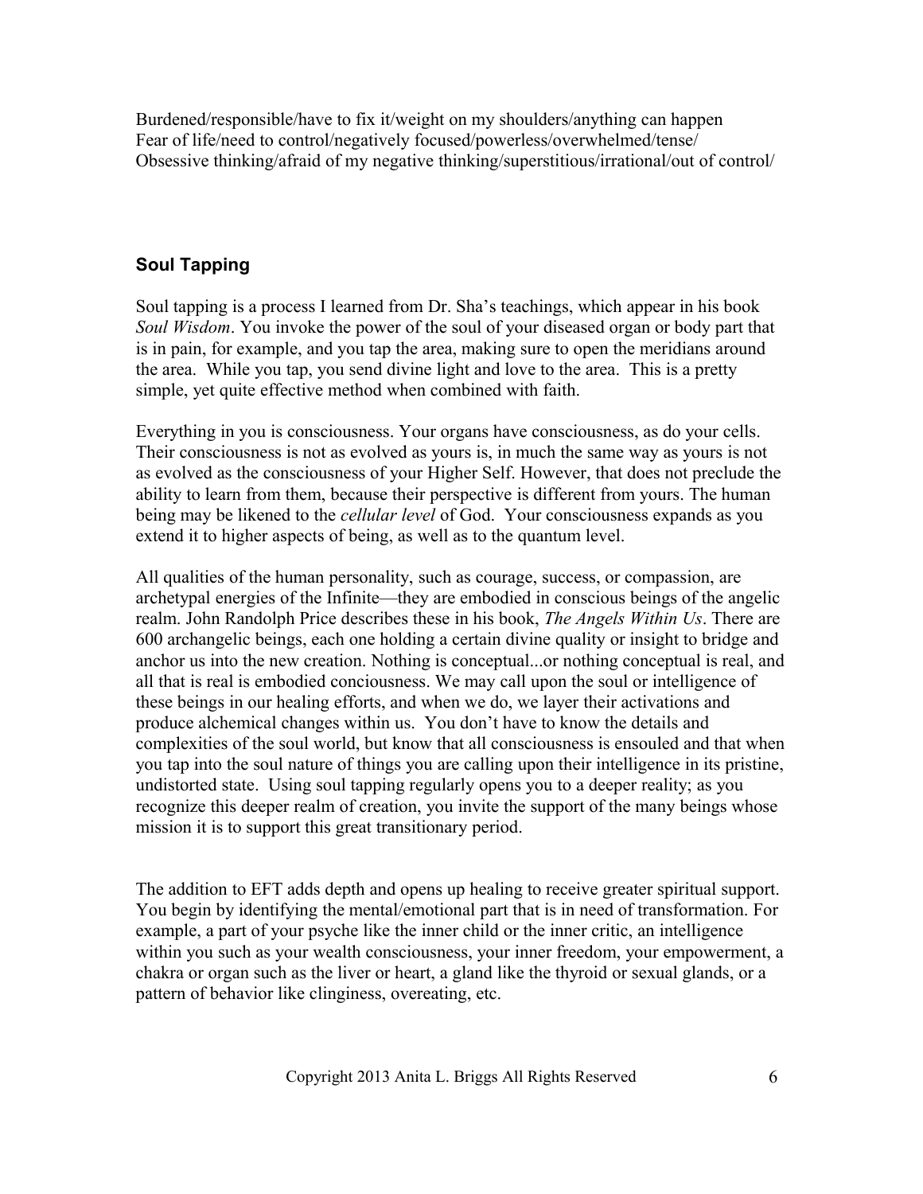Burdened/responsible/have to fix it/weight on my shoulders/anything can happen
Fear of life/need to control/negatively focused/powerless/overwhelmed/tense/
Obsessive thinking/afraid of my negative thinking/superstitious/irrational/out of control/

### Soul Tapping

Soul tapping is a process I learned from Dr. Sha's teachings, which appear in his book *Soul Wisdom*. You invoke the power of the soul of your diseased organ or body part that is in pain, for example, and you tap the area, making sure to open the meridians around the area. While you tap, you send divine light and love to the area. This is a pretty simple, yet quite effective method when combined with faith.

Everything in you is consciousness. Your organs have consciousness, as do your cells. Their consciousness is not as evolved as yours is, in much the same way as yours is not as evolved as the consciousness of your Higher Self. However, that does not preclude the ability to learn from them, because their perspective is different from yours. The human being may be likened to the *cellular level* of God. Your consciousness expands as you extend it to higher aspects of being, as well as to the quantum level.

All qualities of the human personality, such as courage, success, or compassion, are archetypal energies of the Infinite—they are embodied in conscious beings of the angelic realm. John Randolph Price describes these in his book, *The Angels Within Us*. There are 600 archangelic beings, each one holding a certain divine quality or insight to bridge and anchor us into the new creation. Nothing is conceptual...or nothing conceptual is real, and all that is real is embodied conciousness. We may call upon the soul or intelligence of these beings in our healing efforts, and when we do, we layer their activations and produce alchemical changes within us. You don't have to know the details and complexities of the soul world, but know that all consciousness is ensouled and that when you tap into the soul nature of things you are calling upon their intelligence in its pristine, undistorted state. Using soul tapping regularly opens you to a deeper reality; as you recognize this deeper realm of creation, you invite the support of the many beings whose mission it is to support this great transitionary period.

The addition to EFT adds depth and opens up healing to receive greater spiritual support. You begin by identifying the mental/emotional part that is in need of transformation. For example, a part of your psyche like the inner child or the inner critic, an intelligence within you such as your wealth consciousness, your inner freedom, your empowerment, a chakra or organ such as the liver or heart, a gland like the thyroid or sexual glands, or a pattern of behavior like clinginess, overeating, etc.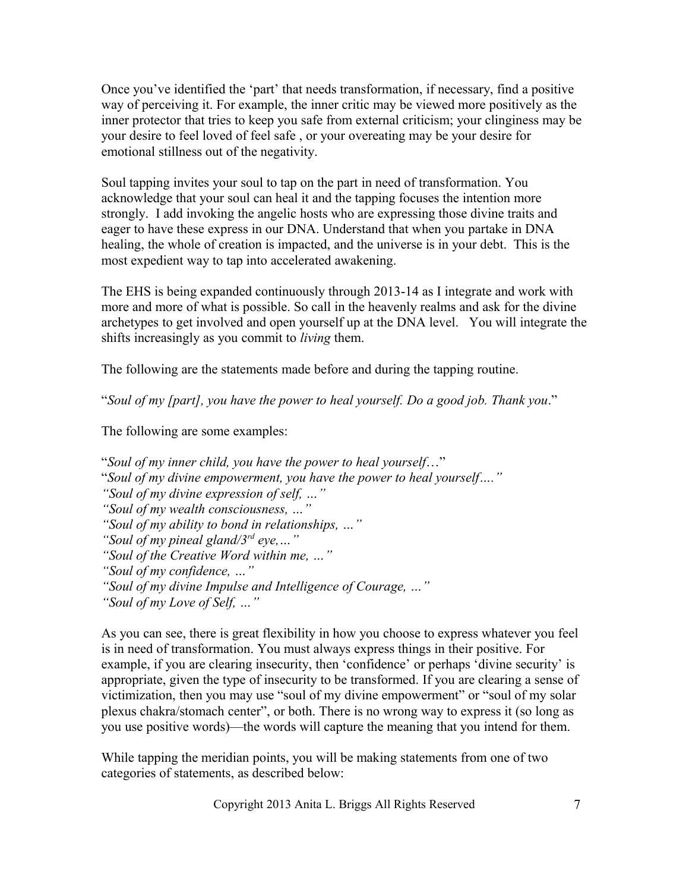Once you've identified the 'part' that needs transformation, if necessary, find a positive way of perceiving it. For example, the inner critic may be viewed more positively as the inner protector that tries to keep you safe from external criticism; your clinginess may be your desire to feel loved of feel safe , or your overeating may be your desire for emotional stillness out of the negativity.

Soul tapping invites your soul to tap on the part in need of transformation. You acknowledge that your soul can heal it and the tapping focuses the intention more strongly. I add invoking the angelic hosts who are expressing those divine traits and eager to have these express in our DNA. Understand that when you partake in DNA healing, the whole of creation is impacted, and the universe is in your debt. This is the most expedient way to tap into accelerated awakening.

The EHS is being expanded continuously through 2013-14 as I integrate and work with more and more of what is possible. So call in the heavenly realms and ask for the divine archetypes to get involved and open yourself up at the DNA level. You will integrate the shifts increasingly as you commit to *living* them.

The following are the statements made before and during the tapping routine.

"*Soul of my [part], you have the power to heal yourself. Do a good job. Thank you*."

The following are some examples:

"*Soul of my inner child, you have the power to heal yourself…*"
"*Soul of my divine empowerment, you have the power to heal yourself…."*
*"Soul of my divine expression of self, …"*
*"Soul of my wealth consciousness, …"*
*"Soul of my ability to bond in relationships, …"*
*"Soul of my pineal gland/3rd eye,…"*
*"Soul of the Creative Word within me, …"*
*"Soul of my confidence, …"*
*"Soul of my divine Impulse and Intelligence of Courage, …"*
*"Soul of my Love of Self, …"*

As you can see, there is great flexibility in how you choose to express whatever you feel is in need of transformation. You must always express things in their positive. For example, if you are clearing insecurity, then 'confidence' or perhaps 'divine security' is appropriate, given the type of insecurity to be transformed. If you are clearing a sense of victimization, then you may use "soul of my divine empowerment" or "soul of my solar plexus chakra/stomach center", or both. There is no wrong way to express it (so long as you use positive words)—the words will capture the meaning that you intend for them.

While tapping the meridian points, you will be making statements from one of two categories of statements, as described below: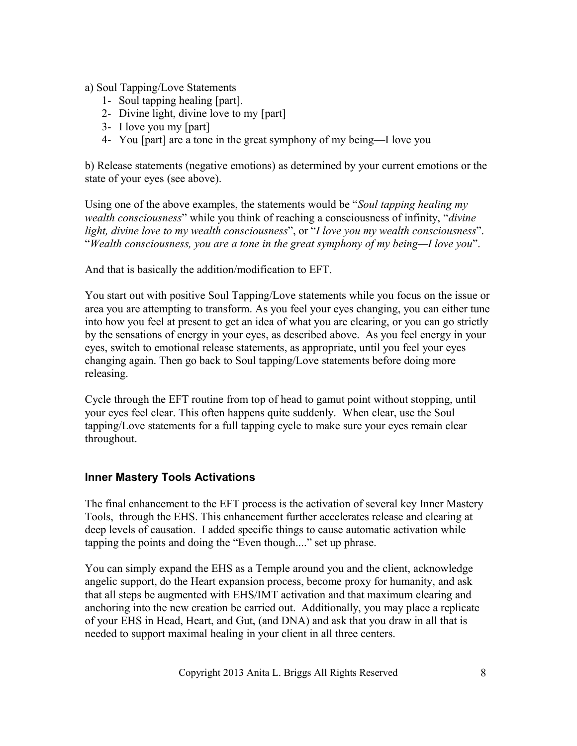a) Soul Tapping/Love Statements

1- Soul tapping healing [part].
2- Divine light, divine love to my [part]
3- I love you my [part]
4- You [part] are a tone in the great symphony of my being—I love you

b) Release statements (negative emotions) as determined by your current emotions or the state of your eyes (see above).

Using one of the above examples, the statements would be "*Soul tapping healing my wealth consciousness*" while you think of reaching a consciousness of infinity, "*divine light, divine love to my wealth consciousness*", or "*I love you my wealth consciousness*". "*Wealth consciousness, you are a tone in the great symphony of my being—I love you*".

And that is basically the addition/modification to EFT.

You start out with positive Soul Tapping/Love statements while you focus on the issue or area you are attempting to transform. As you feel your eyes changing, you can either tune into how you feel at present to get an idea of what you are clearing, or you can go strictly by the sensations of energy in your eyes, as described above. As you feel energy in your eyes, switch to emotional release statements, as appropriate, until you feel your eyes changing again. Then go back to Soul tapping/Love statements before doing more releasing.

Cycle through the EFT routine from top of head to gamut point without stopping, until your eyes feel clear. This often happens quite suddenly. When clear, use the Soul tapping/Love statements for a full tapping cycle to make sure your eyes remain clear throughout.

## Inner Mastery Tools Activations

The final enhancement to the EFT process is the activation of several key Inner Mastery Tools, through the EHS. This enhancement further accelerates release and clearing at deep levels of causation. I added specific things to cause automatic activation while tapping the points and doing the "Even though...." set up phrase.

You can simply expand the EHS as a Temple around you and the client, acknowledge angelic support, do the Heart expansion process, become proxy for humanity, and ask that all steps be augmented with EHS/IMT activation and that maximum clearing and anchoring into the new creation be carried out. Additionally, you may place a replicate of your EHS in Head, Heart, and Gut, (and DNA) and ask that you draw in all that is needed to support maximal healing in your client in all three centers.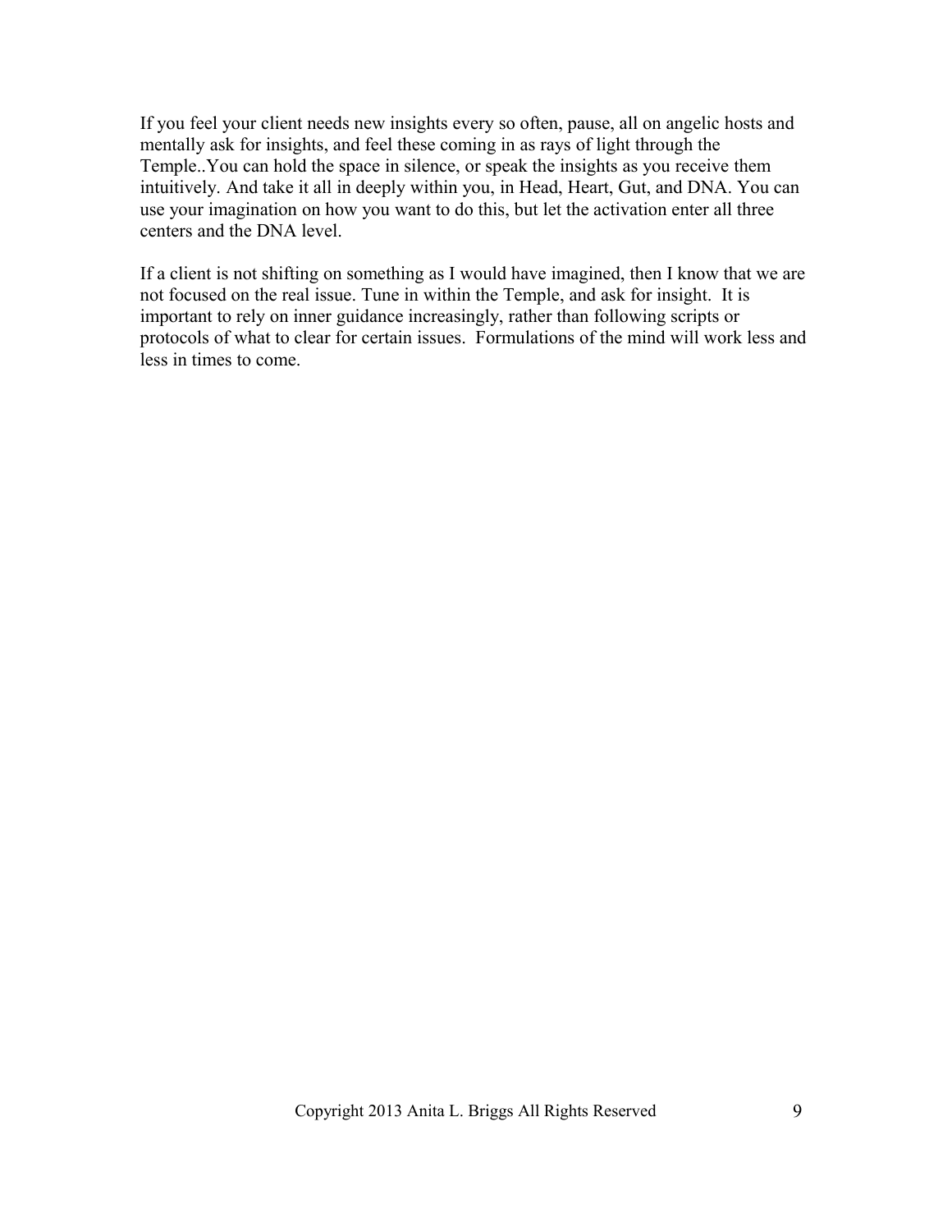If you feel your client needs new insights every so often, pause, all on angelic hosts and mentally ask for insights, and feel these coming in as rays of light through the Temple..You can hold the space in silence, or speak the insights as you receive them intuitively. And take it all in deeply within you, in Head, Heart, Gut, and DNA. You can use your imagination on how you want to do this, but let the activation enter all three centers and the DNA level.

If a client is not shifting on something as I would have imagined, then I know that we are not focused on the real issue. Tune in within the Temple, and ask for insight. It is important to rely on inner guidance increasingly, rather than following scripts or protocols of what to clear for certain issues. Formulations of the mind will work less and less in times to come.

Copyright 2013 Anita L. Briggs All Rights Reserved